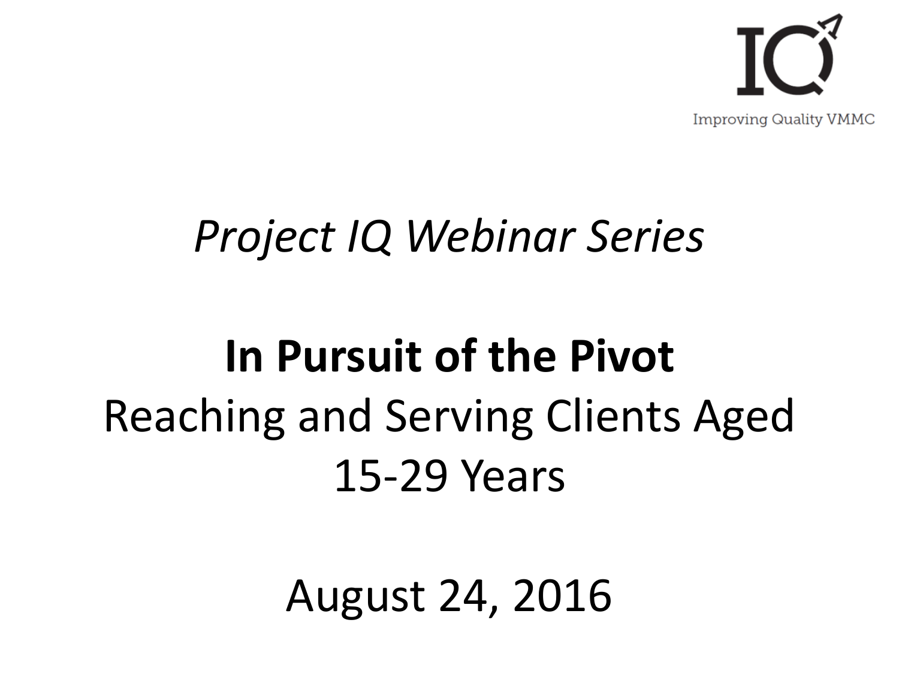IQ

Improving Quality VMMC

*Project IQ Webinar Series*

# In Pursuit of the Pivot

Reaching and Serving Clients Aged 15-29 Years

August 24, 2016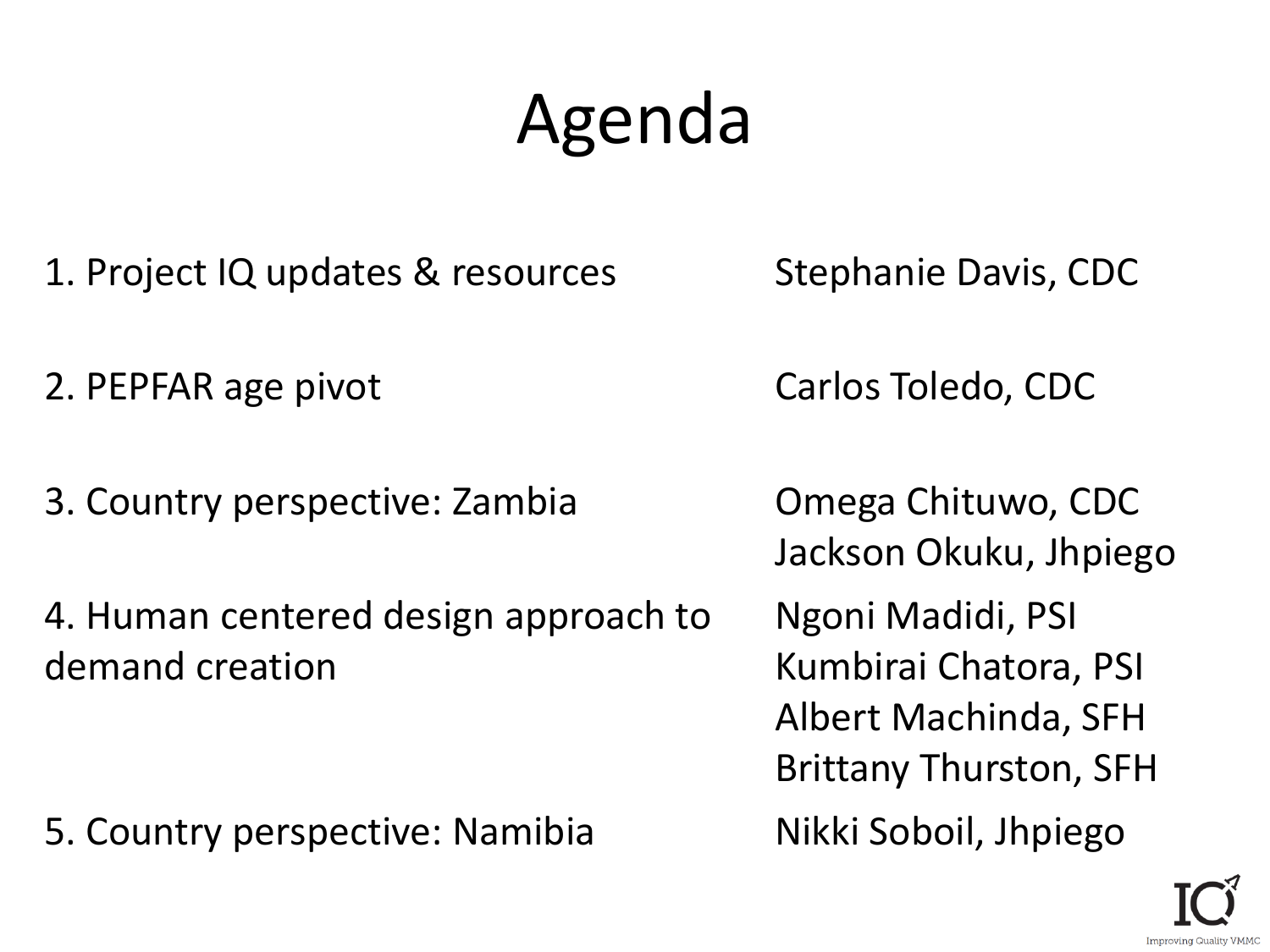# Agenda

| | |
|---|---|
| 1. Project IQ updates & resources | Stephanie Davis, CDC |
| 2. PEPFAR age pivot | Carlos Toledo, CDC |
| 3. Country perspective: Zambia | Omega Chituwo, CDC<br>Jackson Okuku, Jhpiego |
| 4. Human centered design approach to demand creation | Ngoni Madidi, PSI<br>Kumbirai Chatora, PSI<br>Albert Machinda, SFH<br>Brittany Thurston, SFH |
| 5. Country perspective: Namibia | Nikki Soboil, Jhpiego |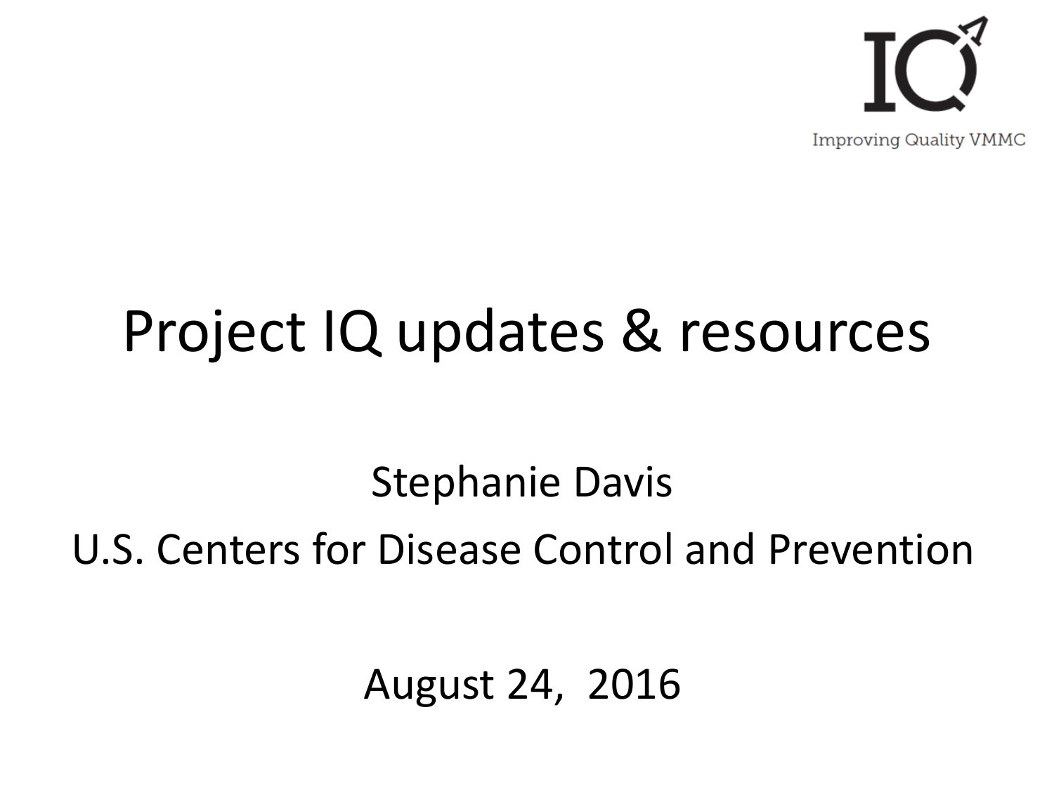IQ

Improving Quality VMMC

# Project IQ updates & resources

Stephanie Davis

U.S. Centers for Disease Control and Prevention

August 24, 2016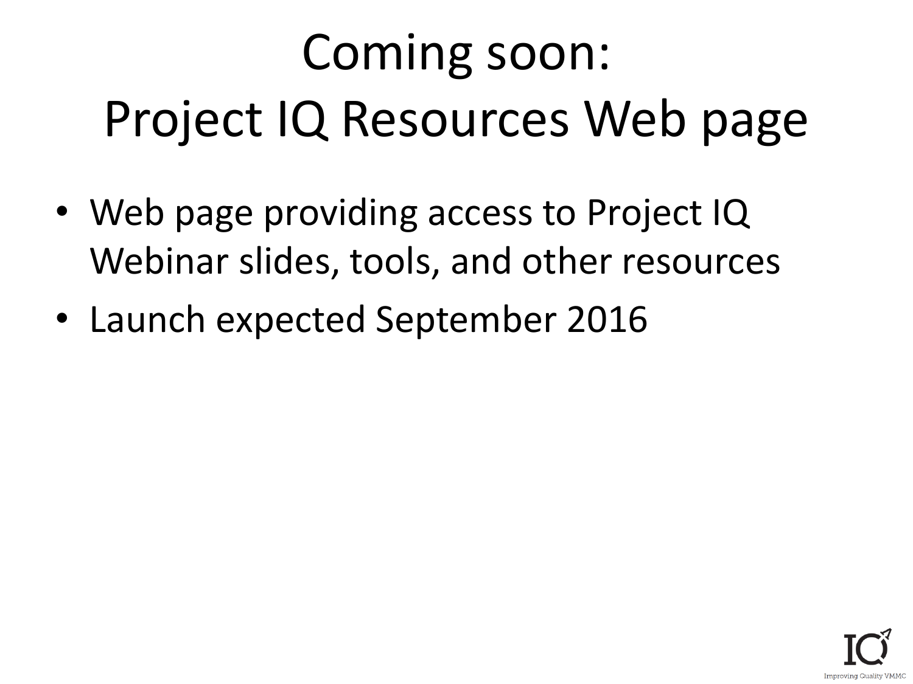# Coming soon:
# Project IQ Resources Web page

- Web page providing access to Project IQ Webinar slides, tools, and other resources
- Launch expected September 2016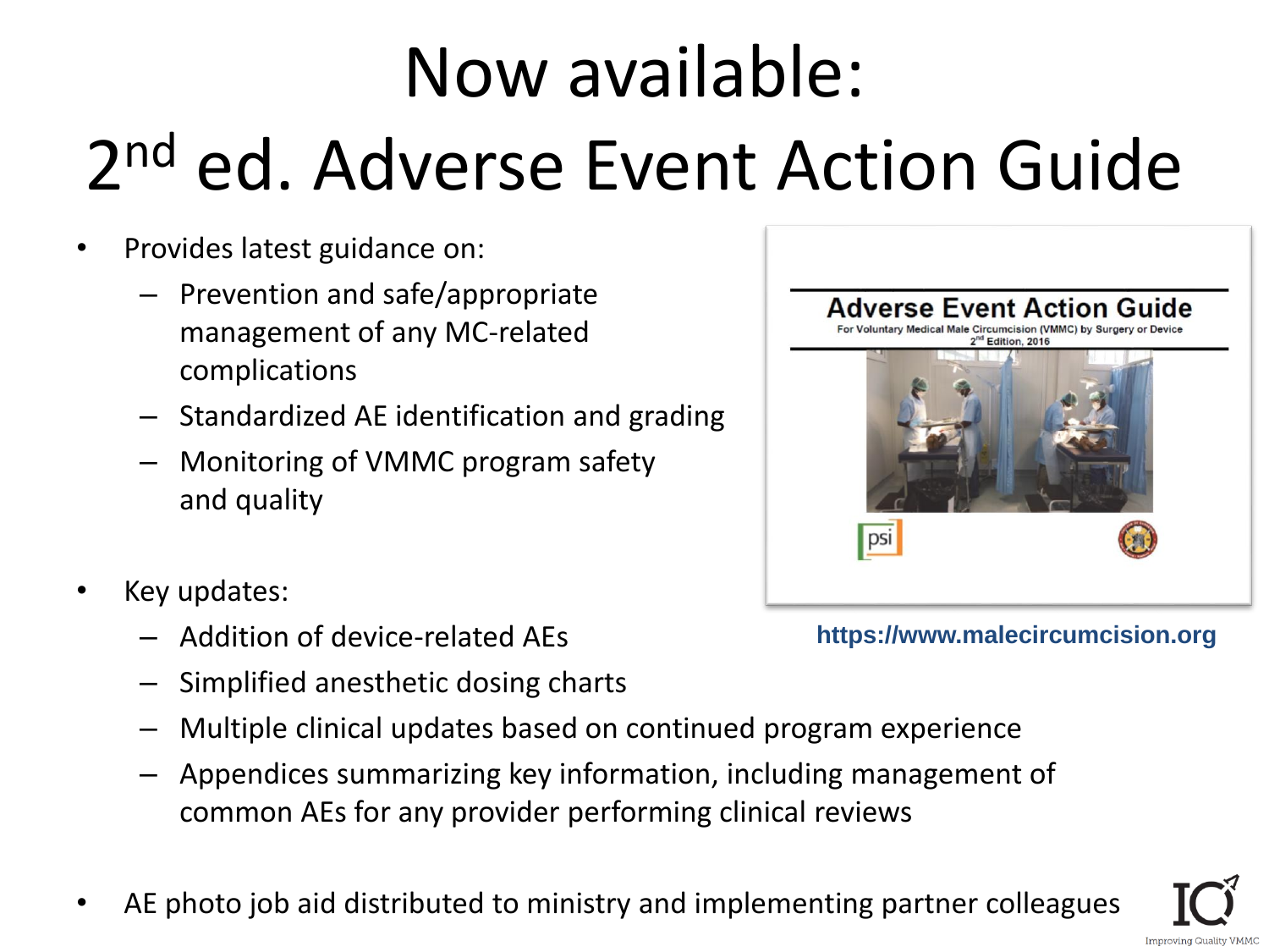# Now available:
# 2nd ed. Adverse Event Action Guide

- Provides latest guidance on:
  - Prevention and safe/appropriate management of any MC-related complications
  - Standardized AE identification and grading
  - Monitoring of VMMC program safety and quality

**Adverse Event Action Guide**
For Voluntary Medical Male Circumcision (VMMC) by Surgery or Device
2nd Edition, 2016

https://www.malecircumcision.org

- Key updates:
  - Addition of device-related AEs
  - Simplified anesthetic dosing charts
  - Multiple clinical updates based on continued program experience
  - Appendices summarizing key information, including management of common AEs for any provider performing clinical reviews

- AE photo job aid distributed to ministry and implementing partner colleagues

IQ Improving Quality VMMC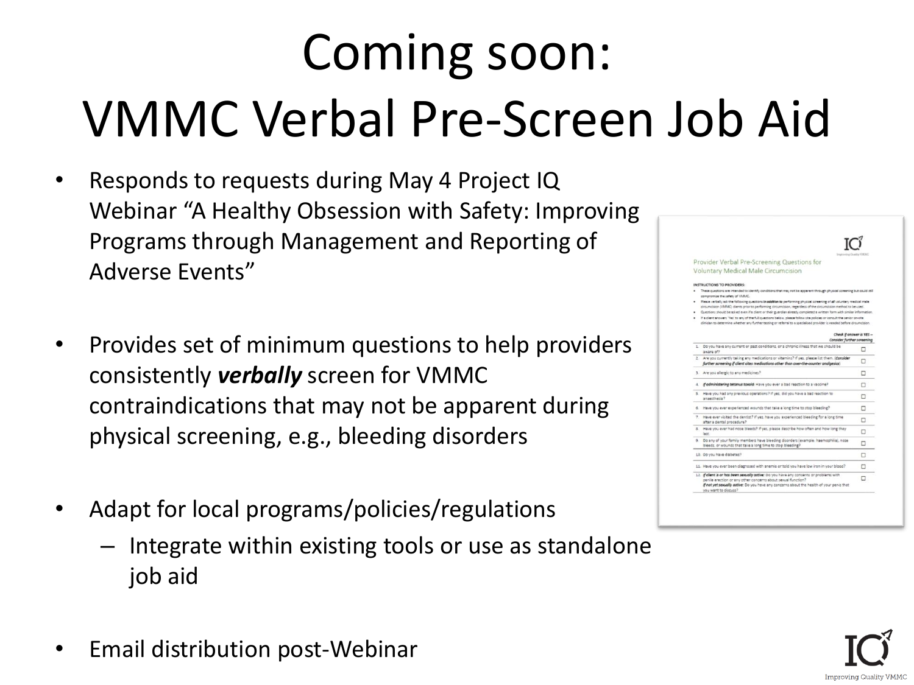# Coming soon: VMMC Verbal Pre-Screen Job Aid

- Responds to requests during May 4 Project IQ Webinar "A Healthy Obsession with Safety: Improving Programs through Management and Reporting of Adverse Events"
- Provides set of minimum questions to help providers consistently ***verbally*** screen for VMMC contraindications that may not be apparent during physical screening, e.g., bleeding disorders
- Adapt for local programs/policies/regulations
  - Integrate within existing tools or use as standalone job aid
- Email distribution post-Webinar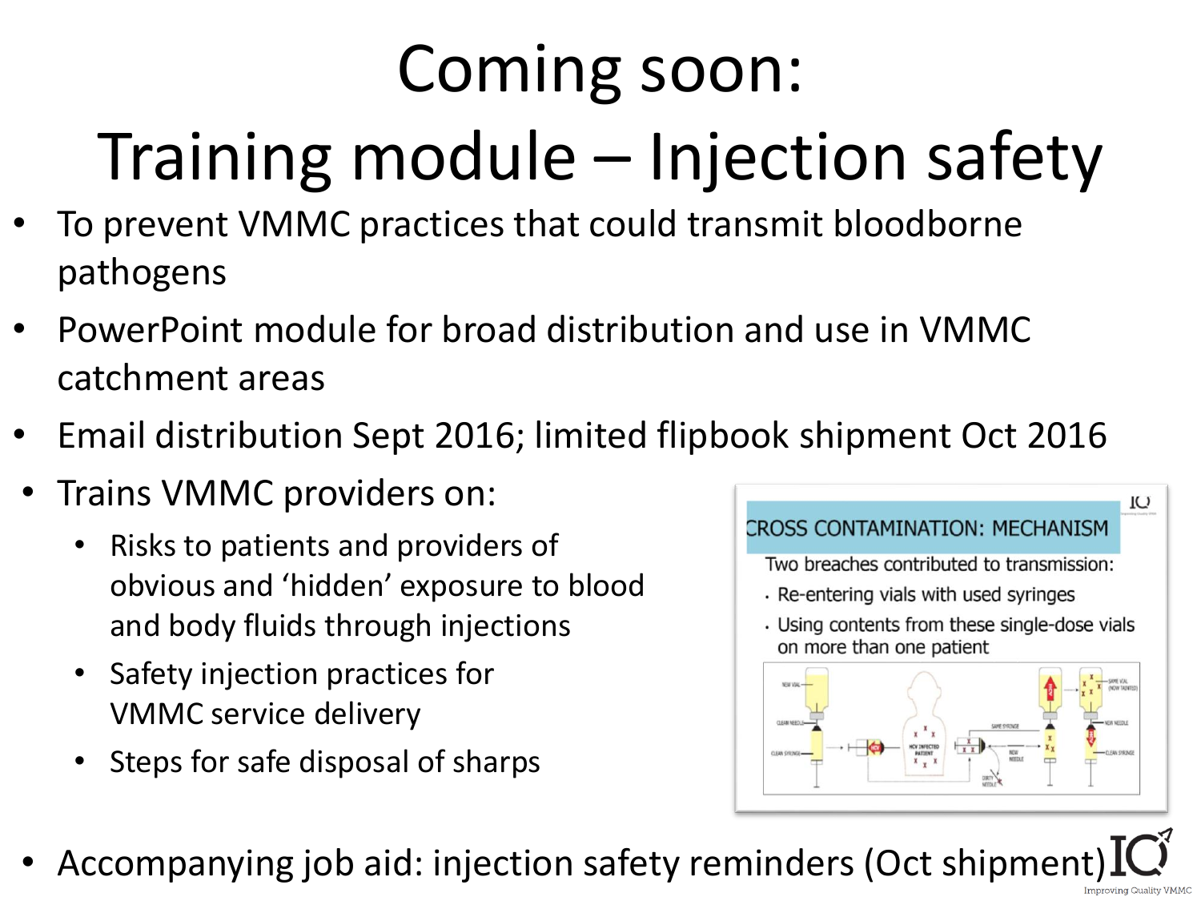# Coming soon:
# Training module – Injection safety

- To prevent VMMC practices that could transmit bloodborne pathogens
- PowerPoint module for broad distribution and use in VMMC catchment areas
- Email distribution Sept 2016; limited flipbook shipment Oct 2016
- Trains VMMC providers on:
  - Risks to patients and providers of obvious and 'hidden' exposure to blood and body fluids through injections
  - Safety injection practices for VMMC service delivery
  - Steps for safe disposal of sharps

CROSS CONTAMINATION: MECHANISM

Two breaches contributed to transmission:

- Re-entering vials with used syringes
- Using contents from these single-dose vials on more than one patient

- Accompanying job aid: injection safety reminders (Oct shipment)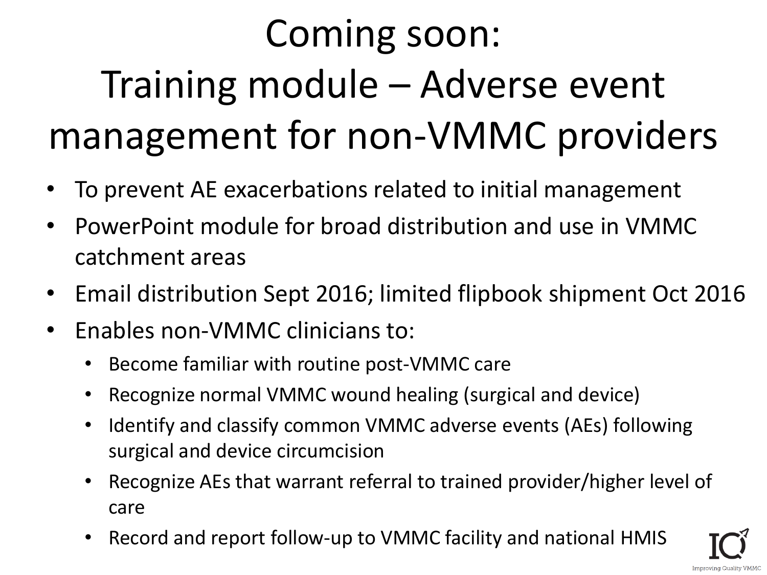# Coming soon: Training module – Adverse event management for non-VMMC providers

- To prevent AE exacerbations related to initial management
- PowerPoint module for broad distribution and use in VMMC catchment areas
- Email distribution Sept 2016; limited flipbook shipment Oct 2016
- Enables non-VMMC clinicians to:
  - Become familiar with routine post-VMMC care
  - Recognize normal VMMC wound healing (surgical and device)
  - Identify and classify common VMMC adverse events (AEs) following surgical and device circumcision
  - Recognize AEs that warrant referral to trained provider/higher level of care
  - Record and report follow-up to VMMC facility and national HMIS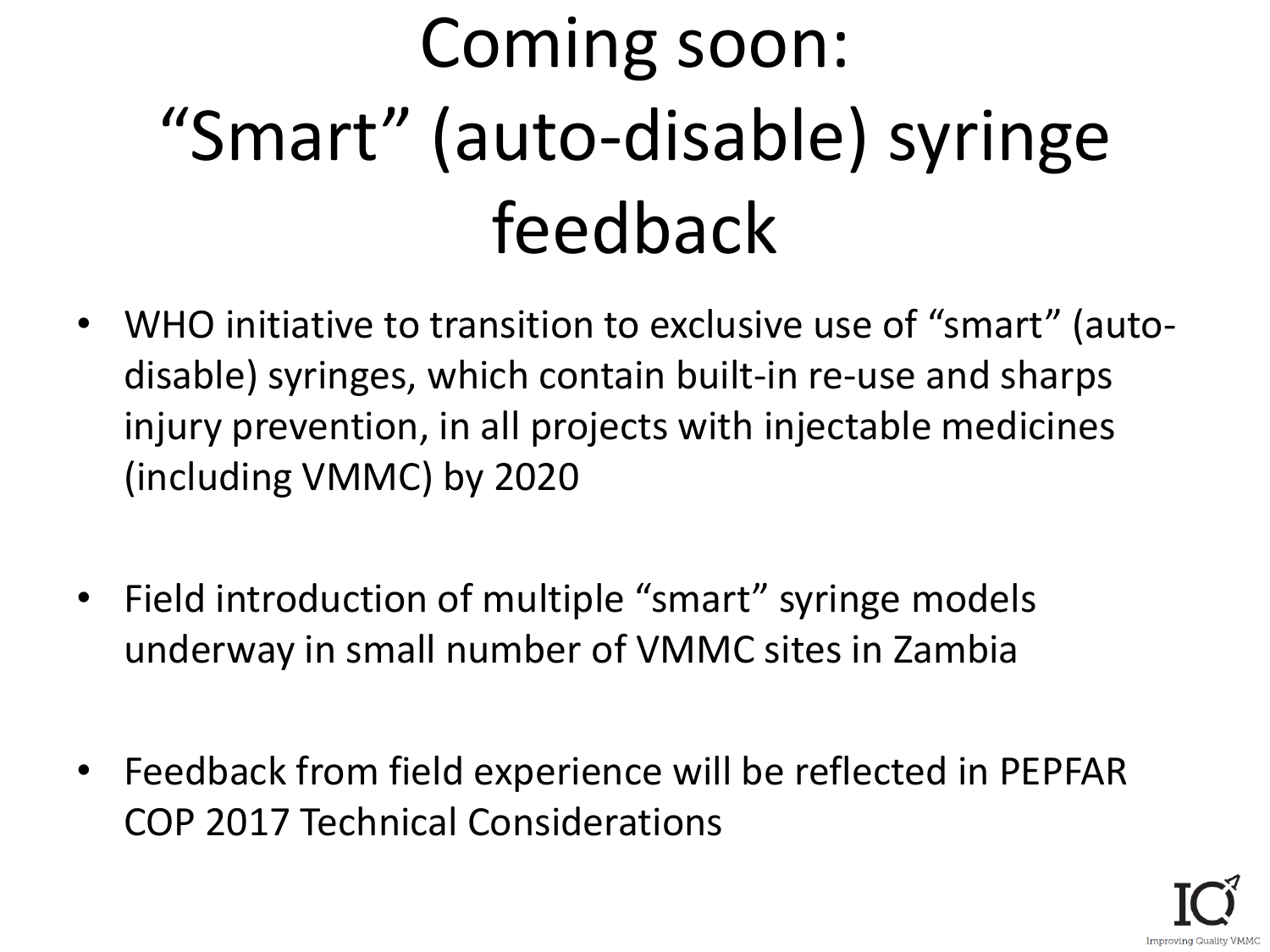# Coming soon: "Smart" (auto-disable) syringe feedback

- WHO initiative to transition to exclusive use of "smart" (auto-disable) syringes, which contain built-in re-use and sharps injury prevention, in all projects with injectable medicines (including VMMC) by 2020

- Field introduction of multiple "smart" syringe models underway in small number of VMMC sites in Zambia

- Feedback from field experience will be reflected in PEPFAR COP 2017 Technical Considerations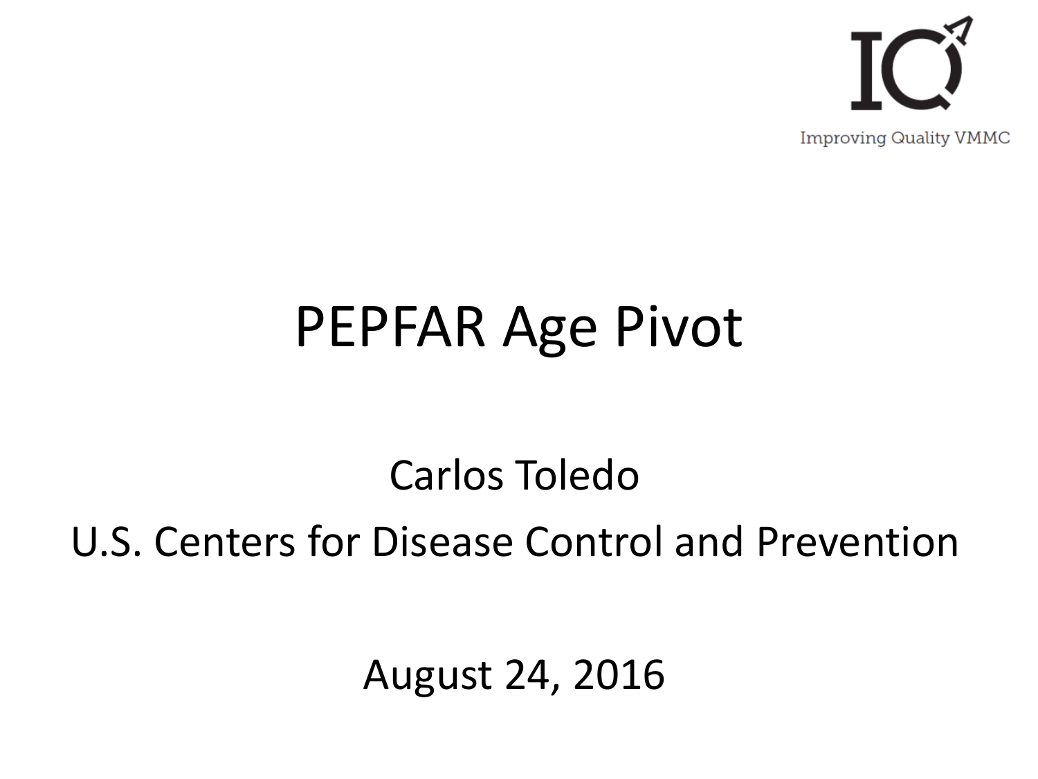Improving Quality VMMC

# PEPFAR Age Pivot

Carlos Toledo

U.S. Centers for Disease Control and Prevention

August 24, 2016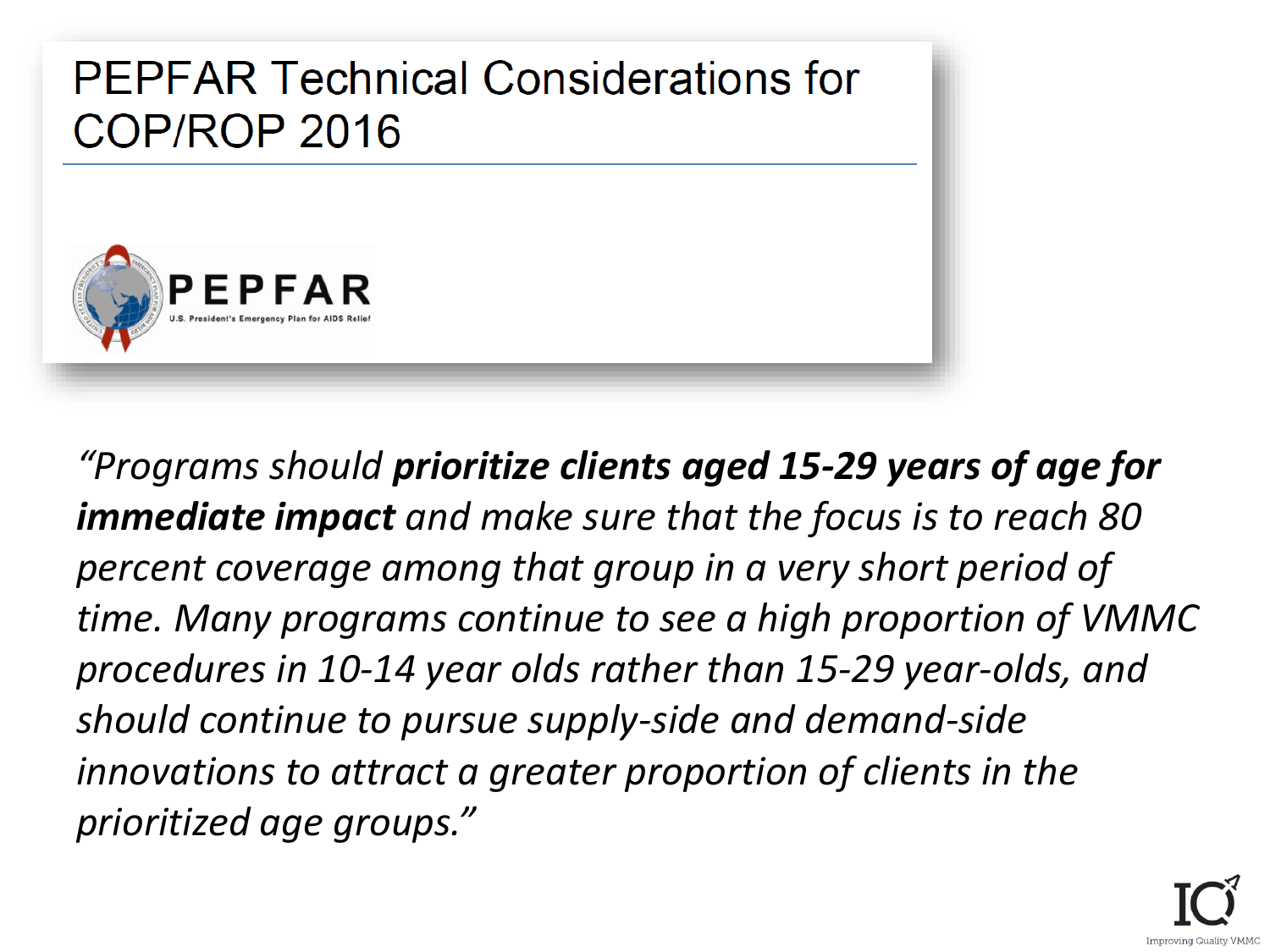# PEPFAR Technical Considerations for COP/ROP 2016

PEPFAR

U.S. President's Emergency Plan for AIDS Relief

*"Programs should **prioritize clients aged 15-29 years of age for immediate impact** and make sure that the focus is to reach 80 percent coverage among that group in a very short period of time. Many programs continue to see a high proportion of VMMC procedures in 10-14 year olds rather than 15-29 year-olds, and should continue to pursue supply-side and demand-side innovations to attract a greater proportion of clients in the prioritized age groups."*

IQ

Improving Quality VMMC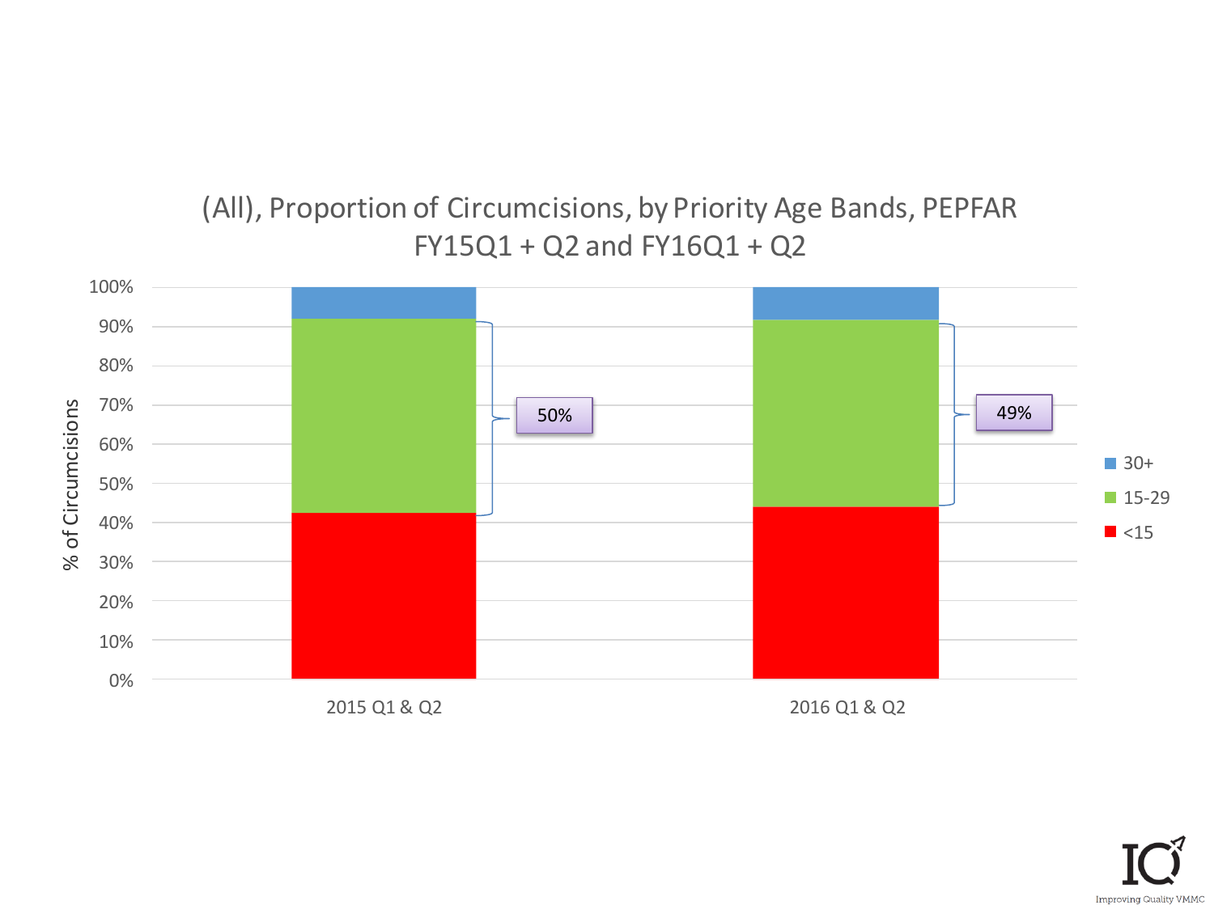# (All), Proportion of Circumcisions, by Priority Age Bands, PEPFAR FY15Q1 + Q2 and FY16Q1 + Q2

% of Circumcisions

100%
90%
80%
70%
60%
50%
40%
30%
20%
10%
0%

50%

49%

2015 Q1 & Q2

2016 Q1 & Q2

30+

15-29

<15

Improving Quality VMMC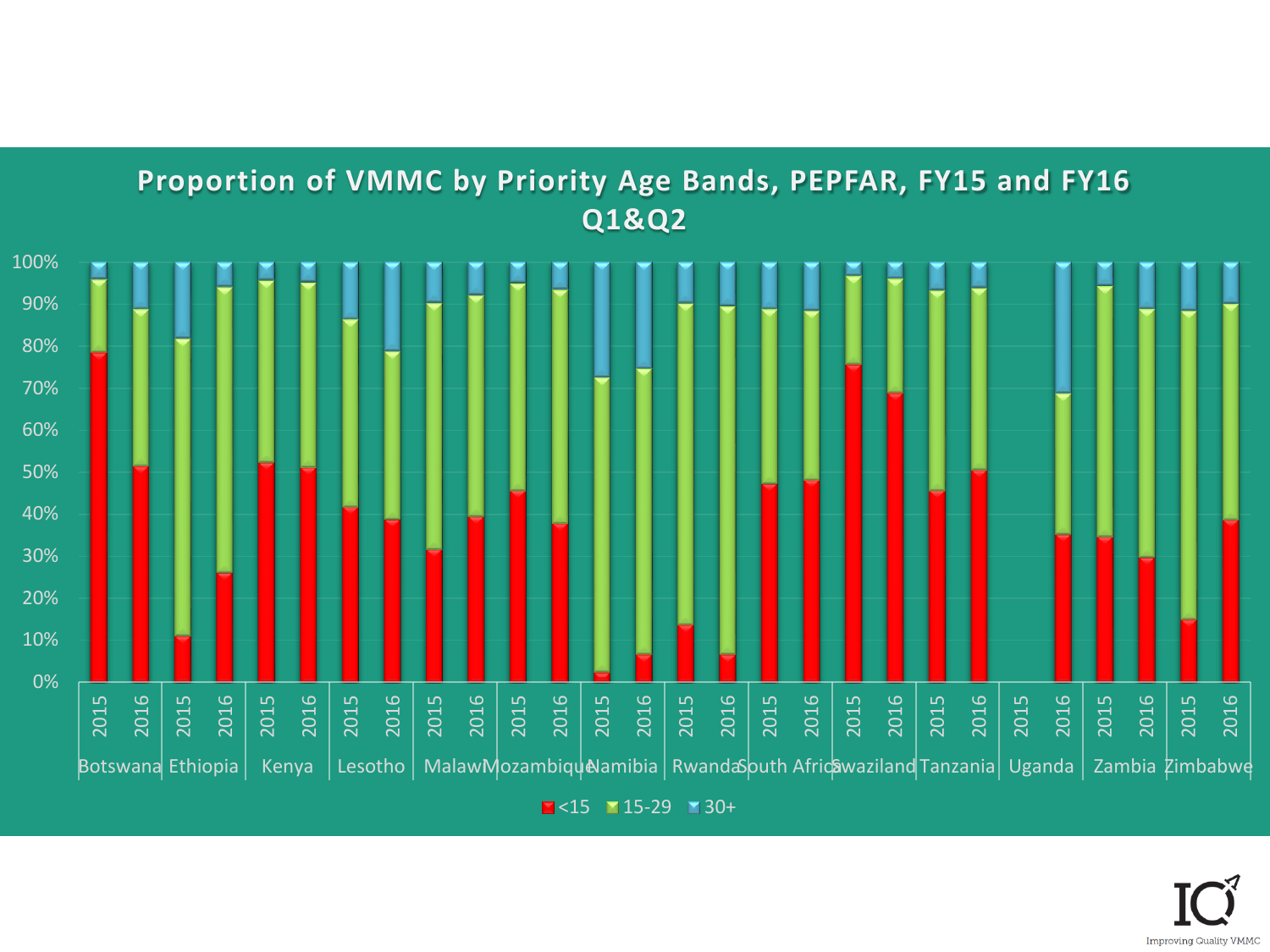## Proportion of VMMC by Priority Age Bands, PEPFAR, FY15 and FY16 Q1&Q2

100%
90%
80%
70%
60%
50%
40%
30%
20%
10%
0%

2015 2016 2015 2016 2015 2016 2015 2016 2015 2016 2015 2016 2015 2016 2015 2016 2015 2016 2015 2016 2015 2016 2015 2016 2015 2016 2015 2016

Botswana Ethiopia Kenya Lesotho Malawi Mozambique Namibia Rwanda South Africa Swaziland Tanzania Uganda Zambia Zimbabwe

<15 15-29 30+

IQ Improving Quality VMMC